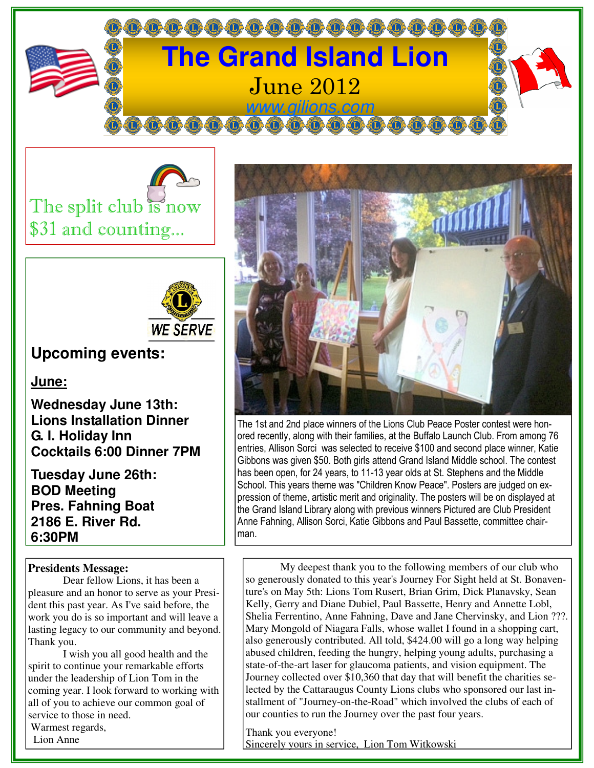# The Grand Island Lion

June 2012

www.gilions.com

The split club is now $31 and counting...

WE SERVE

## Upcoming events:

**June:**

**Wednesday June 13th:**
**Lions Installation Dinner**
**G. I. Holiday Inn**
**Cocktails 6:00 Dinner 7PM**

**Tuesday June 26th:**
**BOD Meeting**
**Pres. Fahning Boat**
**2186 E. River Rd.**
**6:30PM**

The 1st and 2nd place winners of the Lions Club Peace Poster contest were honored recently, along with their families, at the Buffalo Launch Club. From among 76 entries, Allison Sorci was selected to receive $100 and second place winner, Katie Gibbons was given $50. Both girls attend Grand Island Middle school. The contest has been open, for 24 years, to 11-13 year olds at St. Stephens and the Middle School. This years theme was "Children Know Peace". Posters are judged on expression of theme, artistic merit and originality. The posters will be on displayed at the Grand Island Library along with previous winners Pictured are Club President Anne Fahning, Allison Sorci, Katie Gibbons and Paul Bassette, committee chairman.

**Presidents Message:**

Dear fellow Lions, it has been a pleasure and an honor to serve as your President this past year. As I've said before, the work you do is so important and will leave a lasting legacy to our community and beyond. Thank you.

I wish you all good health and the spirit to continue your remarkable efforts under the leadership of Lion Tom in the coming year. I look forward to working with all of you to achieve our common goal of service to those in need.

Warmest regards,
Lion Anne

My deepest thank you to the following members of our club who so generously donated to this year's Journey For Sight held at St. Bonaventure's on May 5th: Lions Tom Rusert, Brian Grim, Dick Planavsky, Sean Kelly, Gerry and Diane Dubiel, Paul Bassette, Henry and Annette Lobl, Shelia Ferrentino, Anne Fahning, Dave and Jane Chervinsky, and Lion ???. Mary Mongold of Niagara Falls, whose wallet I found in a shopping cart, also generously contributed. All told, $424.00 will go a long way helping abused children, feeding the hungry, helping young adults, purchasing a state-of-the-art laser for glaucoma patients, and vision equipment. The Journey collected over $10,360 that day that will benefit the charities selected by the Cattaraugus County Lions clubs who sponsored our last installment of "Journey-on-the-Road" which involved the clubs of each of our counties to run the Journey over the past four years.

Thank you everyone!
Sincerely yours in service, Lion Tom Witkowski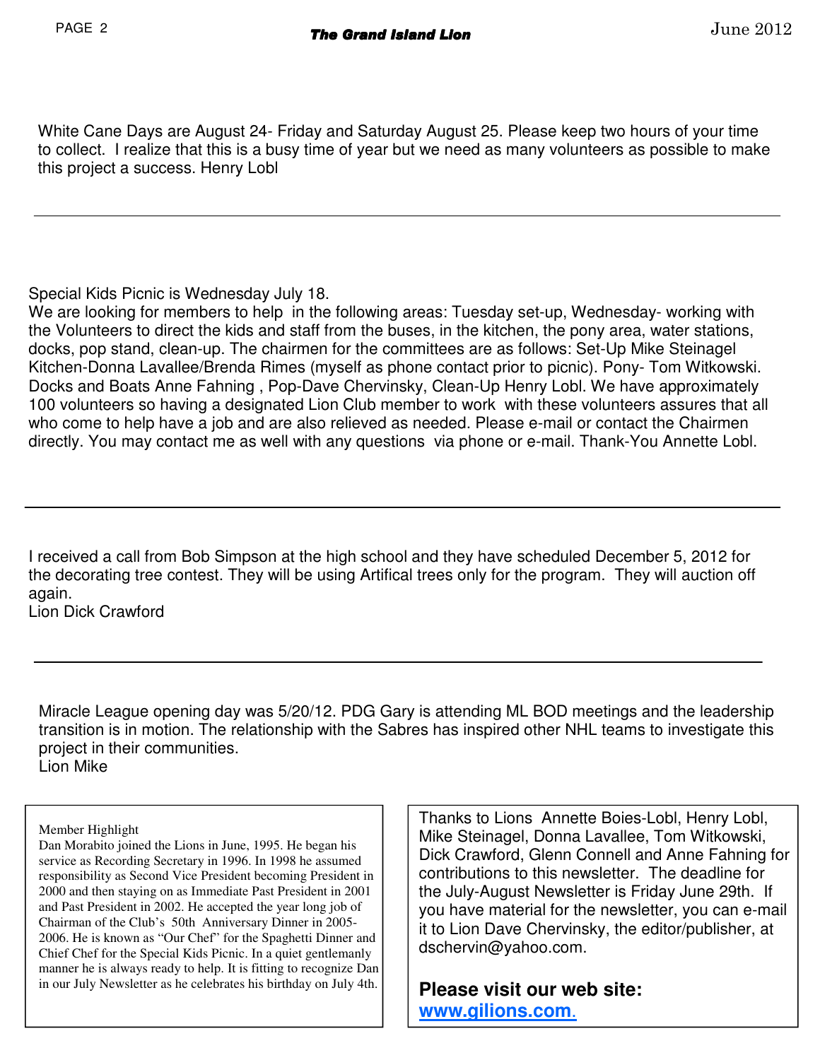White Cane Days are August 24- Friday and Saturday August 25. Please keep two hours of your time to collect. I realize that this is a busy time of year but we need as many volunteers as possible to make this project a success. Henry Lobl

---

Special Kids Picnic is Wednesday July 18.
We are looking for members to help in the following areas: Tuesday set-up, Wednesday- working with the Volunteers to direct the kids and staff from the buses, in the kitchen, the pony area, water stations, docks, pop stand, clean-up. The chairmen for the committees are as follows: Set-Up Mike Steinagel Kitchen-Donna Lavallee/Brenda Rimes (myself as phone contact prior to picnic). Pony- Tom Witkowski. Docks and Boats Anne Fahning , Pop-Dave Chervinsky, Clean-Up Henry Lobl. We have approximately 100 volunteers so having a designated Lion Club member to work with these volunteers assures that all who come to help have a job and are also relieved as needed. Please e-mail or contact the Chairmen directly. You may contact me as well with any questions via phone or e-mail. Thank-You Annette Lobl.

---

I received a call from Bob Simpson at the high school and they have scheduled December 5, 2012 for the decorating tree contest. They will be using Artifical trees only for the program. They will auction off again.
Lion Dick Crawford

---

Miracle League opening day was 5/20/12. PDG Gary is attending ML BOD meetings and the leadership transition is in motion. The relationship with the Sabres has inspired other NHL teams to investigate this project in their communities.
Lion Mike

---

Member Highlight
Dan Morabito joined the Lions in June, 1995. He began his service as Recording Secretary in 1996. In 1998 he assumed responsibility as Second Vice President becoming President in 2000 and then staying on as Immediate Past President in 2001 and Past President in 2002. He accepted the year long job of Chairman of the Club's 50th Anniversary Dinner in 2005-2006. He is known as "Our Chef" for the Spaghetti Dinner and Chief Chef for the Special Kids Picnic. In a quiet gentlemanly manner he is always ready to help. It is fitting to recognize Dan in our July Newsletter as he celebrates his birthday on July 4th.

---

Thanks to Lions Annette Boies-Lobl, Henry Lobl, Mike Steinagel, Donna Lavallee, Tom Witkowski, Dick Crawford, Glenn Connell and Anne Fahning for contributions to this newsletter. The deadline for the July-August Newsletter is Friday June 29th. If you have material for the newsletter, you can e-mail it to Lion Dave Chervinsky, the editor/publisher, at dschervin@yahoo.com.

**Please visit our web site:**
**www.gilions.com.**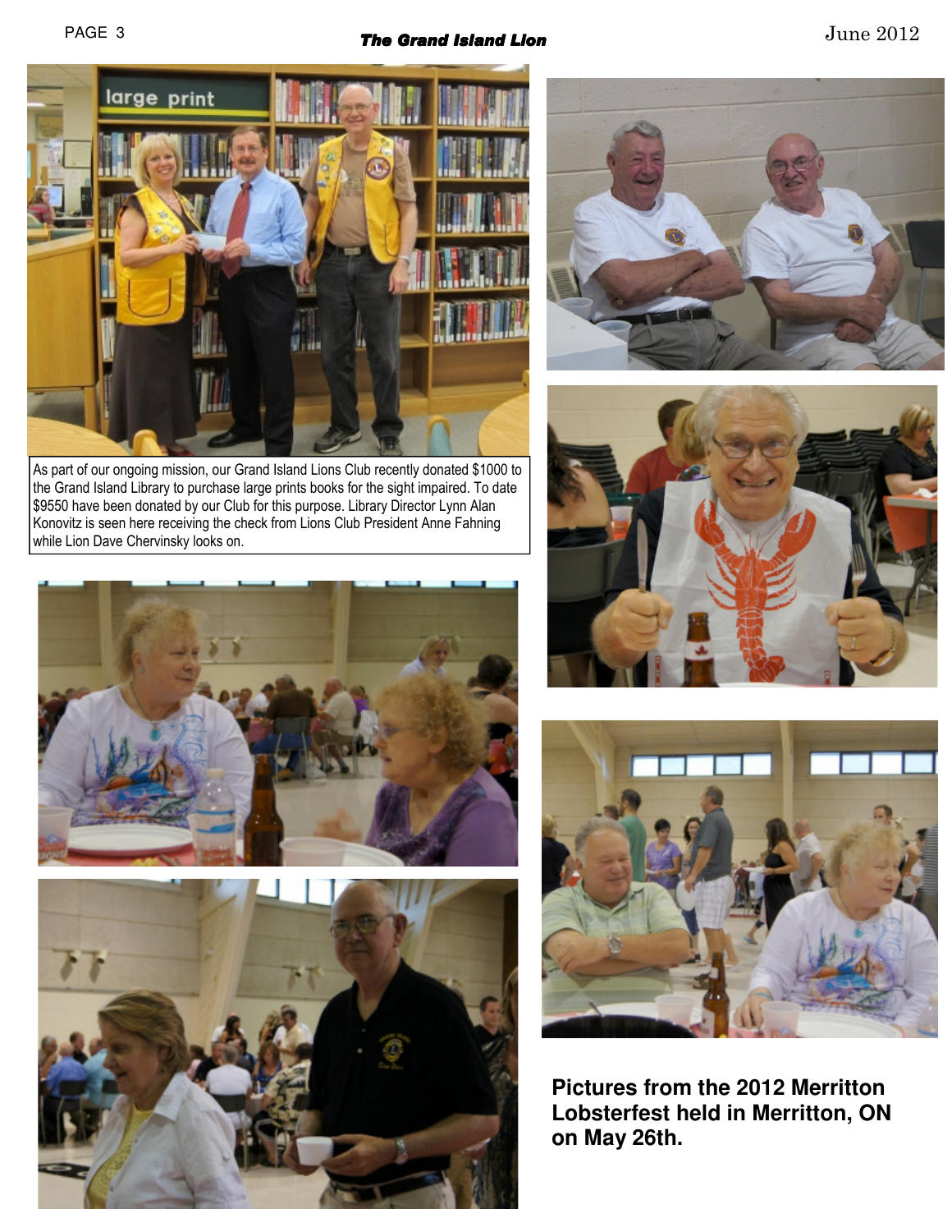As part of our ongoing mission, our Grand Island Lions Club recently donated $1000 to the Grand Island Library to purchase large prints books for the sight impaired. To date $9550 have been donated by our Club for this purpose. Library Director Lynn Alan Konovitz is seen here receiving the check from Lions Club President Anne Fahning while Lion Dave Chervinsky looks on.

**Pictures from the 2012 Merritton Lobsterfest held in Merritton, ON on May 26th.**